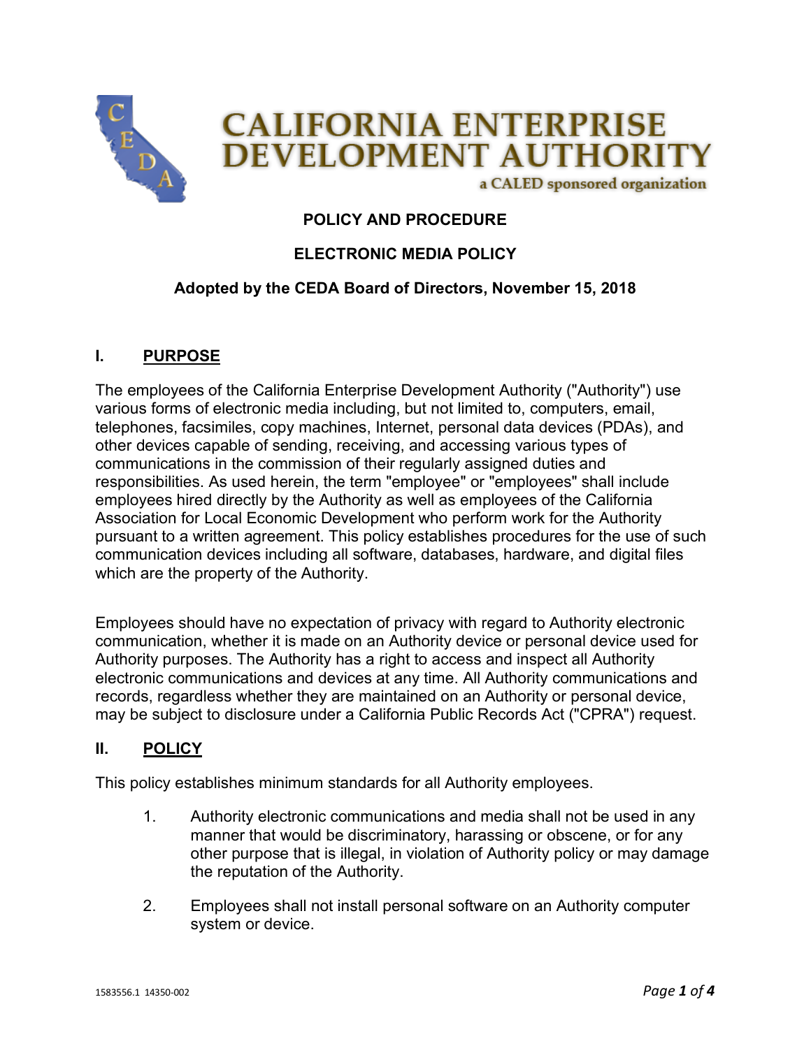# CALIFORNIA ENTERPRISE DEVELOPMENT AUTHORITY

a CALED sponsored organization

**POLICY AND PROCEDURE**

**ELECTRONIC MEDIA POLICY**

**Adopted by the CEDA Board of Directors, November 15, 2018**

## I. PURPOSE

The employees of the California Enterprise Development Authority ("Authority") use various forms of electronic media including, but not limited to, computers, email, telephones, facsimiles, copy machines, Internet, personal data devices (PDAs), and other devices capable of sending, receiving, and accessing various types of communications in the commission of their regularly assigned duties and responsibilities. As used herein, the term "employee" or "employees" shall include employees hired directly by the Authority as well as employees of the California Association for Local Economic Development who perform work for the Authority pursuant to a written agreement. This policy establishes procedures for the use of such communication devices including all software, databases, hardware, and digital files which are the property of the Authority.

Employees should have no expectation of privacy with regard to Authority electronic communication, whether it is made on an Authority device or personal device used for Authority purposes. The Authority has a right to access and inspect all Authority electronic communications and devices at any time. All Authority communications and records, regardless whether they are maintained on an Authority or personal device, may be subject to disclosure under a California Public Records Act ("CPRA") request.

## II. POLICY

This policy establishes minimum standards for all Authority employees.

1. Authority electronic communications and media shall not be used in any manner that would be discriminatory, harassing or obscene, or for any other purpose that is illegal, in violation of Authority policy or may damage the reputation of the Authority.

2. Employees shall not install personal software on an Authority computer system or device.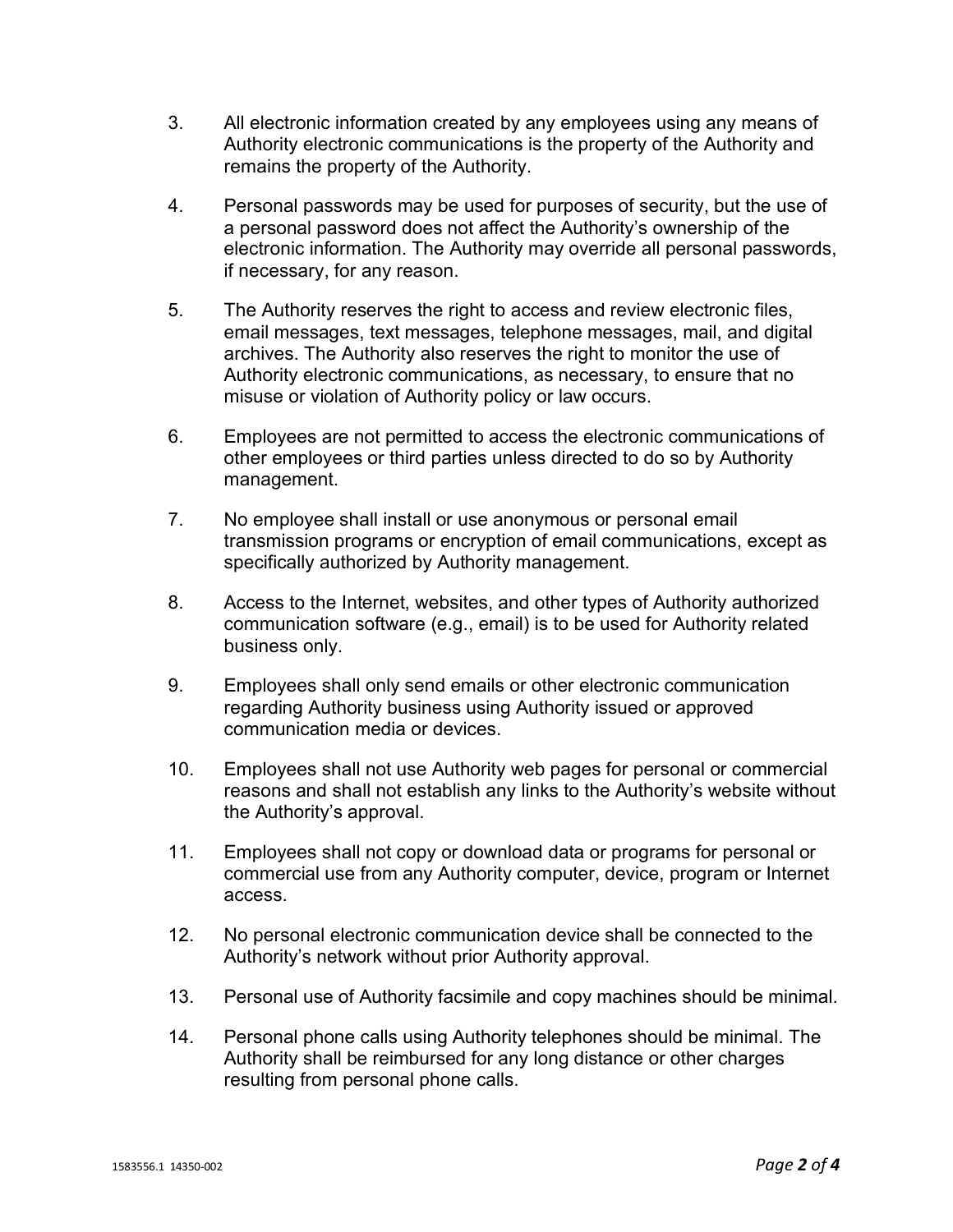3. All electronic information created by any employees using any means of Authority electronic communications is the property of the Authority and remains the property of the Authority.

4. Personal passwords may be used for purposes of security, but the use of a personal password does not affect the Authority's ownership of the electronic information. The Authority may override all personal passwords, if necessary, for any reason.

5. The Authority reserves the right to access and review electronic files, email messages, text messages, telephone messages, mail, and digital archives. The Authority also reserves the right to monitor the use of Authority electronic communications, as necessary, to ensure that no misuse or violation of Authority policy or law occurs.

6. Employees are not permitted to access the electronic communications of other employees or third parties unless directed to do so by Authority management.

7. No employee shall install or use anonymous or personal email transmission programs or encryption of email communications, except as specifically authorized by Authority management.

8. Access to the Internet, websites, and other types of Authority authorized communication software (e.g., email) is to be used for Authority related business only.

9. Employees shall only send emails or other electronic communication regarding Authority business using Authority issued or approved communication media or devices.

10. Employees shall not use Authority web pages for personal or commercial reasons and shall not establish any links to the Authority's website without the Authority's approval.

11. Employees shall not copy or download data or programs for personal or commercial use from any Authority computer, device, program or Internet access.

12. No personal electronic communication device shall be connected to the Authority's network without prior Authority approval.

13. Personal use of Authority facsimile and copy machines should be minimal.

14. Personal phone calls using Authority telephones should be minimal. The Authority shall be reimbursed for any long distance or other charges resulting from personal phone calls.

1583556.1 14350-002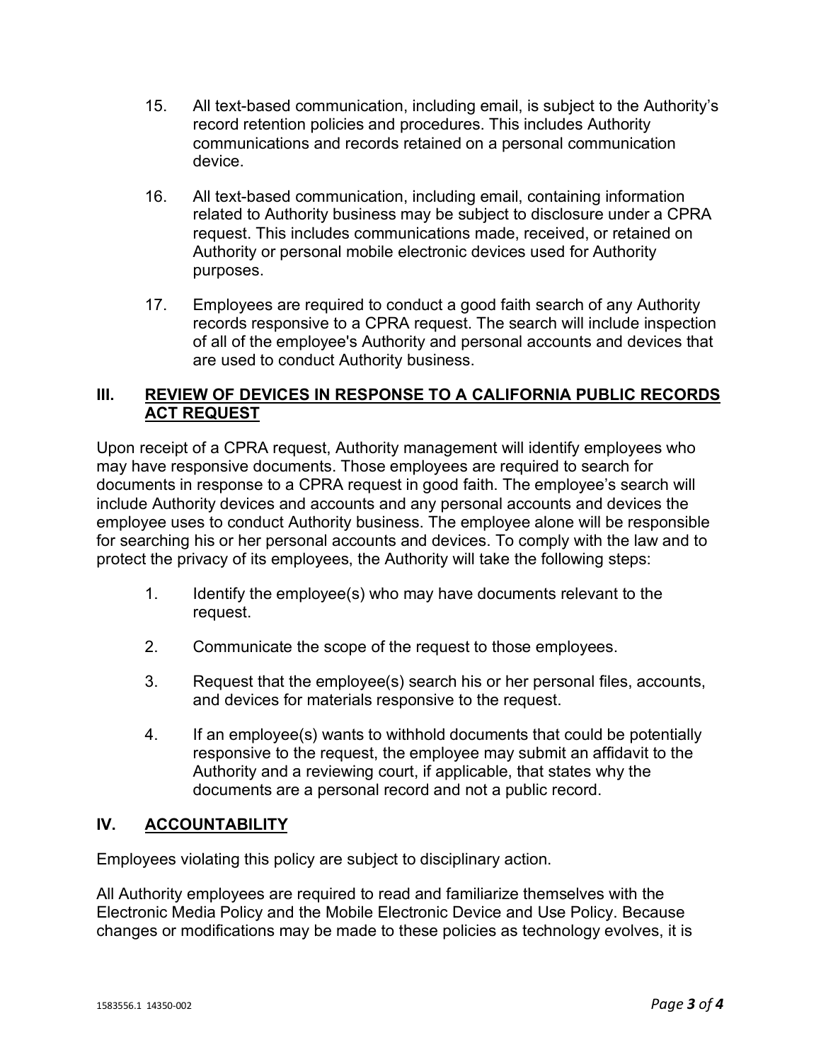15. All text-based communication, including email, is subject to the Authority's record retention policies and procedures. This includes Authority communications and records retained on a personal communication device.

16. All text-based communication, including email, containing information related to Authority business may be subject to disclosure under a CPRA request. This includes communications made, received, or retained on Authority or personal mobile electronic devices used for Authority purposes.

17. Employees are required to conduct a good faith search of any Authority records responsive to a CPRA request. The search will include inspection of all of the employee's Authority and personal accounts and devices that are used to conduct Authority business.

## III. <u>REVIEW OF DEVICES IN RESPONSE TO A CALIFORNIA PUBLIC RECORDS ACT REQUEST</u>

Upon receipt of a CPRA request, Authority management will identify employees who may have responsive documents. Those employees are required to search for documents in response to a CPRA request in good faith. The employee's search will include Authority devices and accounts and any personal accounts and devices the employee uses to conduct Authority business. The employee alone will be responsible for searching his or her personal accounts and devices. To comply with the law and to protect the privacy of its employees, the Authority will take the following steps:

1. Identify the employee(s) who may have documents relevant to the request.

2. Communicate the scope of the request to those employees.

3. Request that the employee(s) search his or her personal files, accounts, and devices for materials responsive to the request.

4. If an employee(s) wants to withhold documents that could be potentially responsive to the request, the employee may submit an affidavit to the Authority and a reviewing court, if applicable, that states why the documents are a personal record and not a public record.

## IV. <u>ACCOUNTABILITY</u>

Employees violating this policy are subject to disciplinary action.

All Authority employees are required to read and familiarize themselves with the Electronic Media Policy and the Mobile Electronic Device and Use Policy. Because changes or modifications may be made to these policies as technology evolves, it is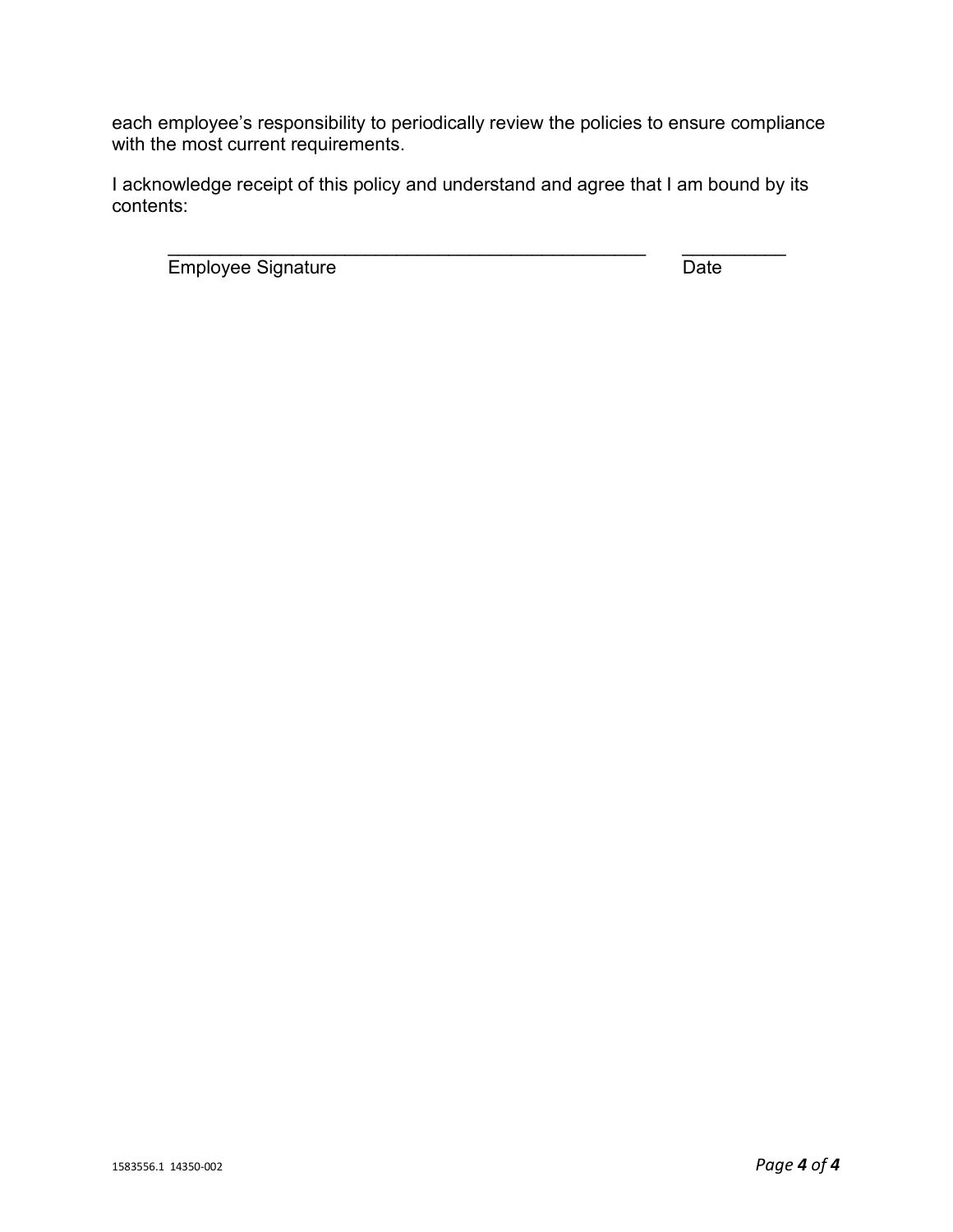each employee's responsibility to periodically review the policies to ensure compliance with the most current requirements.

I acknowledge receipt of this policy and understand and agree that I am bound by its contents:

_______________________________________________ __________

Employee Signature Date